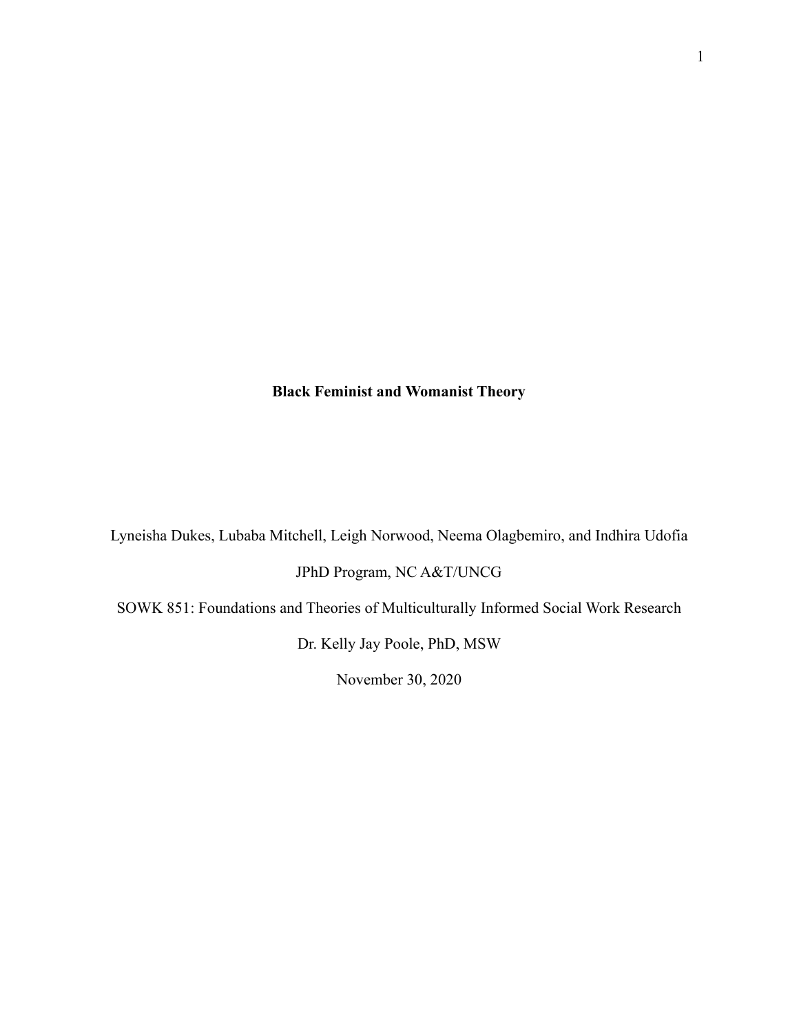**Black Feminist and Womanist Theory**

Lyneisha Dukes, Lubaba Mitchell, Leigh Norwood, Neema Olagbemiro, and Indhira Udofia

JPhD Program, NC A&T/UNCG

SOWK 851: Foundations and Theories of Multiculturally Informed Social Work Research

Dr. Kelly Jay Poole, PhD, MSW

November 30, 2020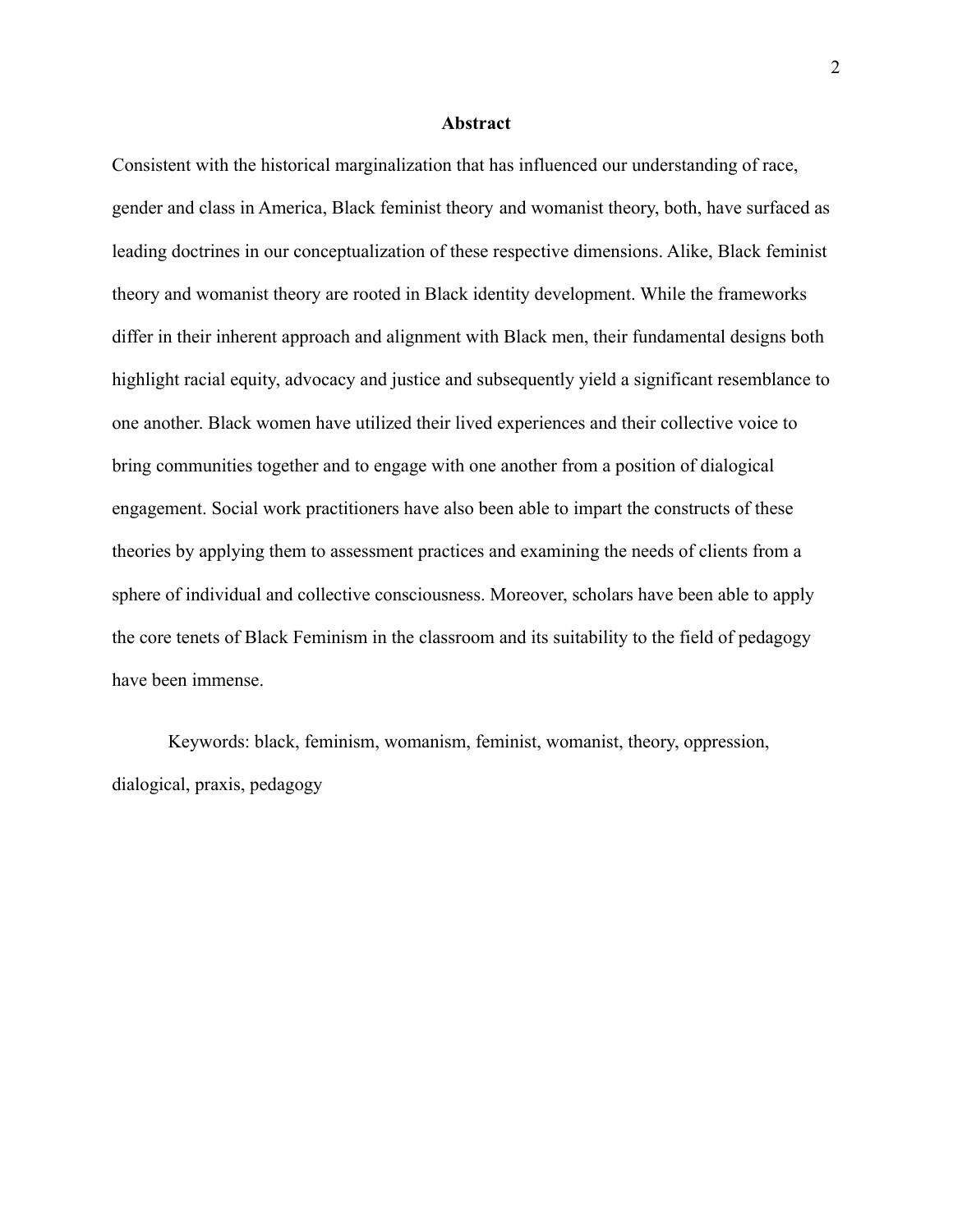## Abstract

Consistent with the historical marginalization that has influenced our understanding of race, gender and class in America, Black feminist theory and womanist theory, both, have surfaced as leading doctrines in our conceptualization of these respective dimensions. Alike, Black feminist theory and womanist theory are rooted in Black identity development. While the frameworks differ in their inherent approach and alignment with Black men, their fundamental designs both highlight racial equity, advocacy and justice and subsequently yield a significant resemblance to one another. Black women have utilized their lived experiences and their collective voice to bring communities together and to engage with one another from a position of dialogical engagement. Social work practitioners have also been able to impart the constructs of these theories by applying them to assessment practices and examining the needs of clients from a sphere of individual and collective consciousness. Moreover, scholars have been able to apply the core tenets of Black Feminism in the classroom and its suitability to the field of pedagogy have been immense.

Keywords: black, feminism, womanism, feminist, womanist, theory, oppression, dialogical, praxis, pedagogy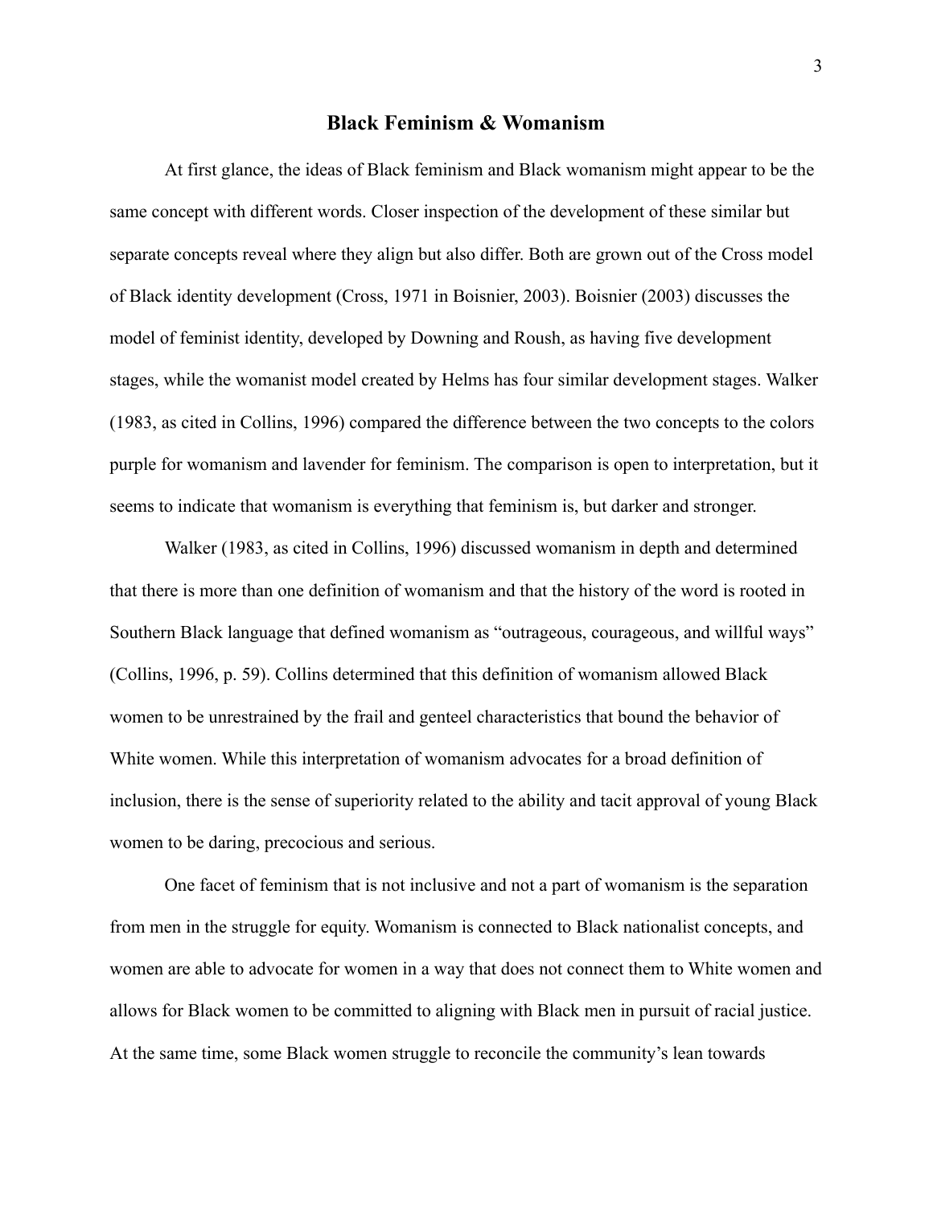## Black Feminism & Womanism

At first glance, the ideas of Black feminism and Black womanism might appear to be the same concept with different words. Closer inspection of the development of these similar but separate concepts reveal where they align but also differ. Both are grown out of the Cross model of Black identity development (Cross, 1971 in Boisnier, 2003). Boisnier (2003) discusses the model of feminist identity, developed by Downing and Roush, as having five development stages, while the womanist model created by Helms has four similar development stages. Walker (1983, as cited in Collins, 1996) compared the difference between the two concepts to the colors purple for womanism and lavender for feminism. The comparison is open to interpretation, but it seems to indicate that womanism is everything that feminism is, but darker and stronger.

Walker (1983, as cited in Collins, 1996) discussed womanism in depth and determined that there is more than one definition of womanism and that the history of the word is rooted in Southern Black language that defined womanism as "outrageous, courageous, and willful ways" (Collins, 1996, p. 59). Collins determined that this definition of womanism allowed Black women to be unrestrained by the frail and genteel characteristics that bound the behavior of White women. While this interpretation of womanism advocates for a broad definition of inclusion, there is the sense of superiority related to the ability and tacit approval of young Black women to be daring, precocious and serious.

One facet of feminism that is not inclusive and not a part of womanism is the separation from men in the struggle for equity. Womanism is connected to Black nationalist concepts, and women are able to advocate for women in a way that does not connect them to White women and allows for Black women to be committed to aligning with Black men in pursuit of racial justice. At the same time, some Black women struggle to reconcile the community's lean towards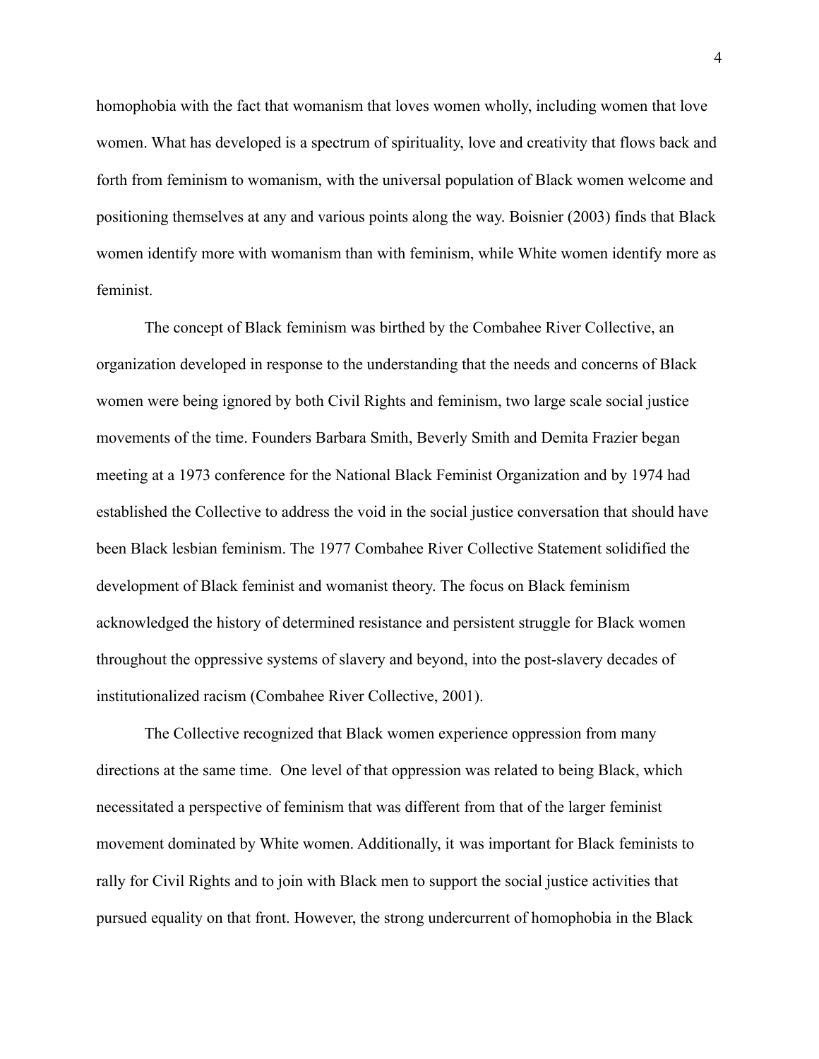homophobia with the fact that womanism that loves women wholly, including women that love women. What has developed is a spectrum of spirituality, love and creativity that flows back and forth from feminism to womanism, with the universal population of Black women welcome and positioning themselves at any and various points along the way. Boisnier (2003) finds that Black women identify more with womanism than with feminism, while White women identify more as feminist.

The concept of Black feminism was birthed by the Combahee River Collective, an organization developed in response to the understanding that the needs and concerns of Black women were being ignored by both Civil Rights and feminism, two large scale social justice movements of the time. Founders Barbara Smith, Beverly Smith and Demita Frazier began meeting at a 1973 conference for the National Black Feminist Organization and by 1974 had established the Collective to address the void in the social justice conversation that should have been Black lesbian feminism. The 1977 Combahee River Collective Statement solidified the development of Black feminist and womanist theory. The focus on Black feminism acknowledged the history of determined resistance and persistent struggle for Black women throughout the oppressive systems of slavery and beyond, into the post-slavery decades of institutionalized racism (Combahee River Collective, 2001).

The Collective recognized that Black women experience oppression from many directions at the same time. One level of that oppression was related to being Black, which necessitated a perspective of feminism that was different from that of the larger feminist movement dominated by White women. Additionally, it was important for Black feminists to rally for Civil Rights and to join with Black men to support the social justice activities that pursued equality on that front. However, the strong undercurrent of homophobia in the Black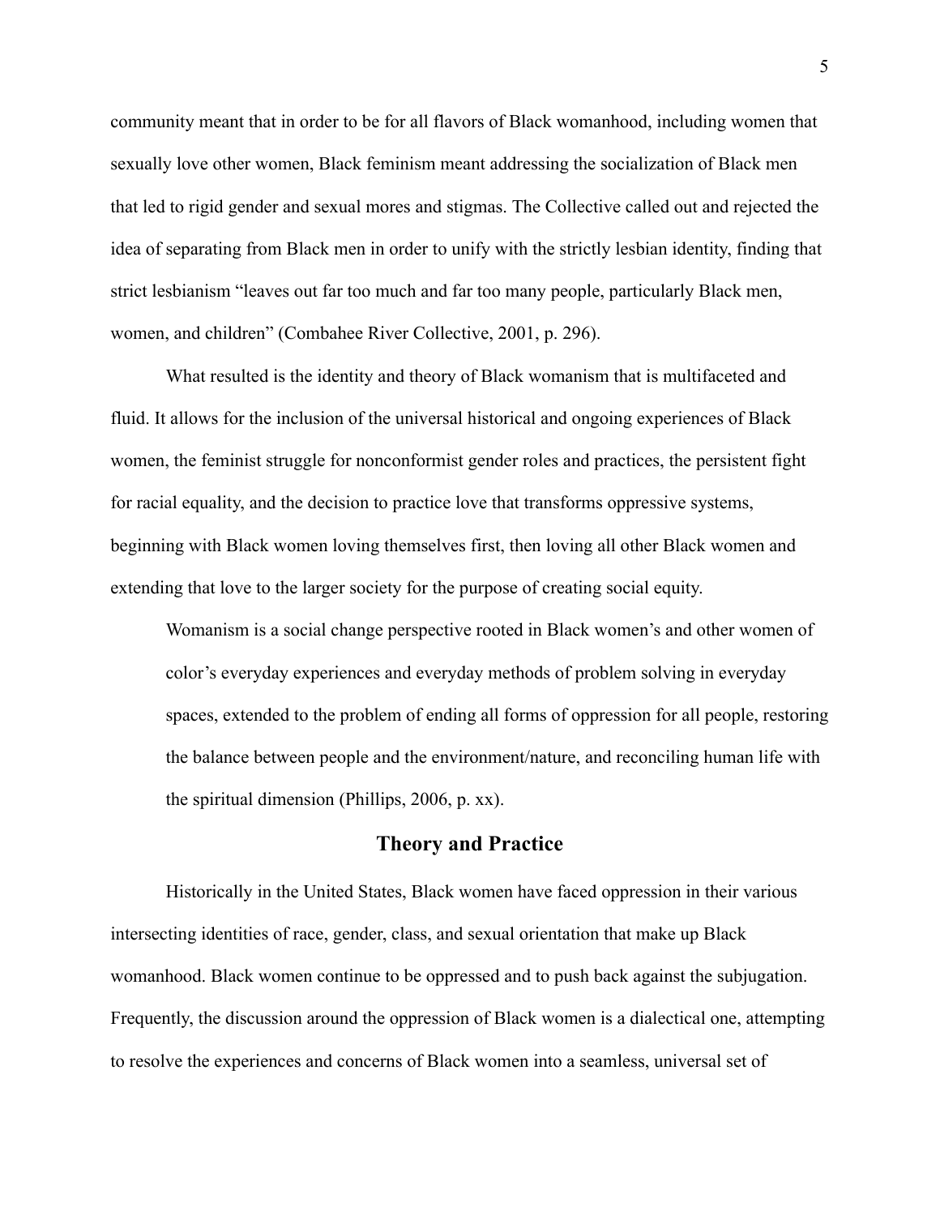community meant that in order to be for all flavors of Black womanhood, including women that sexually love other women, Black feminism meant addressing the socialization of Black men that led to rigid gender and sexual mores and stigmas. The Collective called out and rejected the idea of separating from Black men in order to unify with the strictly lesbian identity, finding that strict lesbianism "leaves out far too much and far too many people, particularly Black men, women, and children" (Combahee River Collective, 2001, p. 296).

What resulted is the identity and theory of Black womanism that is multifaceted and fluid. It allows for the inclusion of the universal historical and ongoing experiences of Black women, the feminist struggle for nonconformist gender roles and practices, the persistent fight for racial equality, and the decision to practice love that transforms oppressive systems, beginning with Black women loving themselves first, then loving all other Black women and extending that love to the larger society for the purpose of creating social equity.

> Womanism is a social change perspective rooted in Black women's and other women of color's everyday experiences and everyday methods of problem solving in everyday spaces, extended to the problem of ending all forms of oppression for all people, restoring the balance between people and the environment/nature, and reconciling human life with the spiritual dimension (Phillips, 2006, p. xx).

## Theory and Practice

Historically in the United States, Black women have faced oppression in their various intersecting identities of race, gender, class, and sexual orientation that make up Black womanhood. Black women continue to be oppressed and to push back against the subjugation. Frequently, the discussion around the oppression of Black women is a dialectical one, attempting to resolve the experiences and concerns of Black women into a seamless, universal set of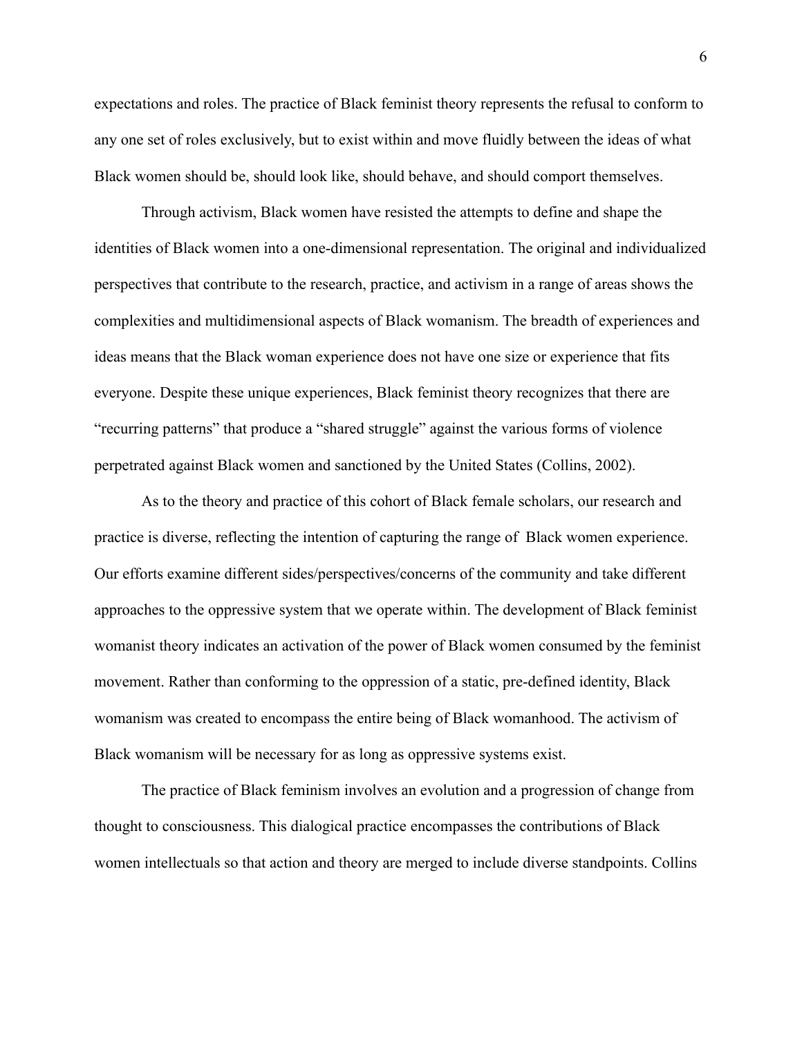expectations and roles. The practice of Black feminist theory represents the refusal to conform to any one set of roles exclusively, but to exist within and move fluidly between the ideas of what Black women should be, should look like, should behave, and should comport themselves.

Through activism, Black women have resisted the attempts to define and shape the identities of Black women into a one-dimensional representation. The original and individualized perspectives that contribute to the research, practice, and activism in a range of areas shows the complexities and multidimensional aspects of Black womanism. The breadth of experiences and ideas means that the Black woman experience does not have one size or experience that fits everyone. Despite these unique experiences, Black feminist theory recognizes that there are "recurring patterns" that produce a "shared struggle" against the various forms of violence perpetrated against Black women and sanctioned by the United States (Collins, 2002).

As to the theory and practice of this cohort of Black female scholars, our research and practice is diverse, reflecting the intention of capturing the range of Black women experience. Our efforts examine different sides/perspectives/concerns of the community and take different approaches to the oppressive system that we operate within. The development of Black feminist womanist theory indicates an activation of the power of Black women consumed by the feminist movement. Rather than conforming to the oppression of a static, pre-defined identity, Black womanism was created to encompass the entire being of Black womanhood. The activism of Black womanism will be necessary for as long as oppressive systems exist.

The practice of Black feminism involves an evolution and a progression of change from thought to consciousness. This dialogical practice encompasses the contributions of Black women intellectuals so that action and theory are merged to include diverse standpoints. Collins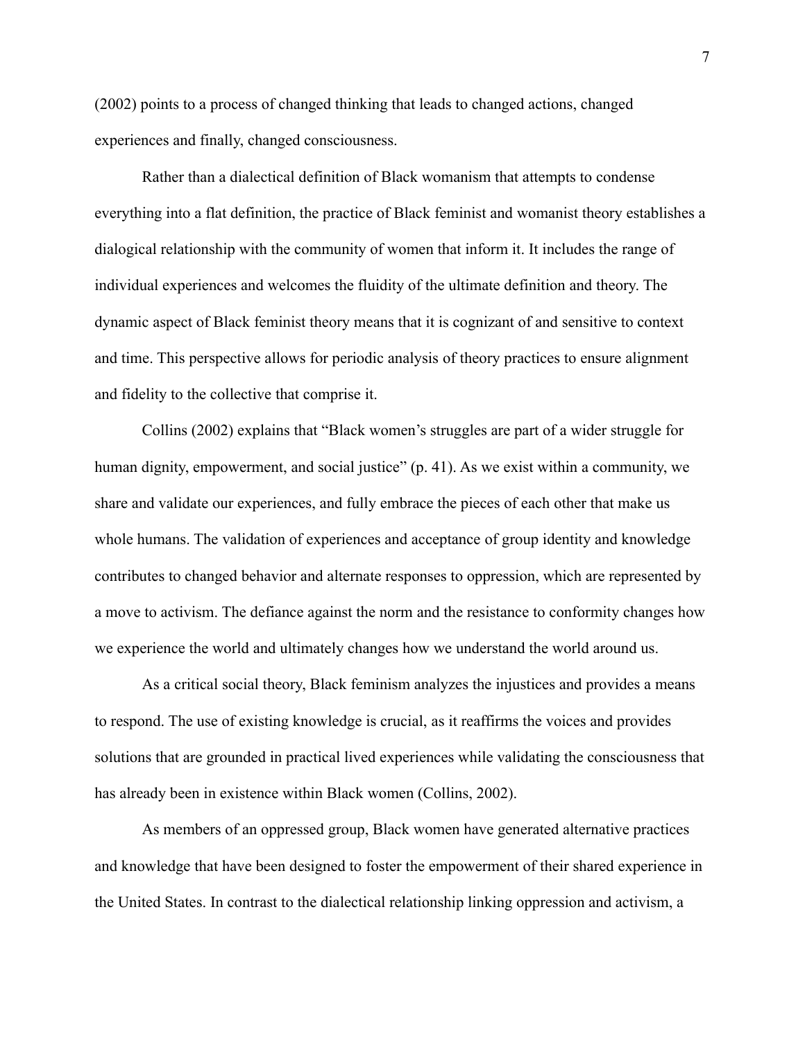(2002) points to a process of changed thinking that leads to changed actions, changed experiences and finally, changed consciousness.

Rather than a dialectical definition of Black womanism that attempts to condense everything into a flat definition, the practice of Black feminist and womanist theory establishes a dialogical relationship with the community of women that inform it. It includes the range of individual experiences and welcomes the fluidity of the ultimate definition and theory. The dynamic aspect of Black feminist theory means that it is cognizant of and sensitive to context and time. This perspective allows for periodic analysis of theory practices to ensure alignment and fidelity to the collective that comprise it.

Collins (2002) explains that "Black women's struggles are part of a wider struggle for human dignity, empowerment, and social justice" (p. 41). As we exist within a community, we share and validate our experiences, and fully embrace the pieces of each other that make us whole humans. The validation of experiences and acceptance of group identity and knowledge contributes to changed behavior and alternate responses to oppression, which are represented by a move to activism. The defiance against the norm and the resistance to conformity changes how we experience the world and ultimately changes how we understand the world around us.

As a critical social theory, Black feminism analyzes the injustices and provides a means to respond. The use of existing knowledge is crucial, as it reaffirms the voices and provides solutions that are grounded in practical lived experiences while validating the consciousness that has already been in existence within Black women (Collins, 2002).

As members of an oppressed group, Black women have generated alternative practices and knowledge that have been designed to foster the empowerment of their shared experience in the United States. In contrast to the dialectical relationship linking oppression and activism, a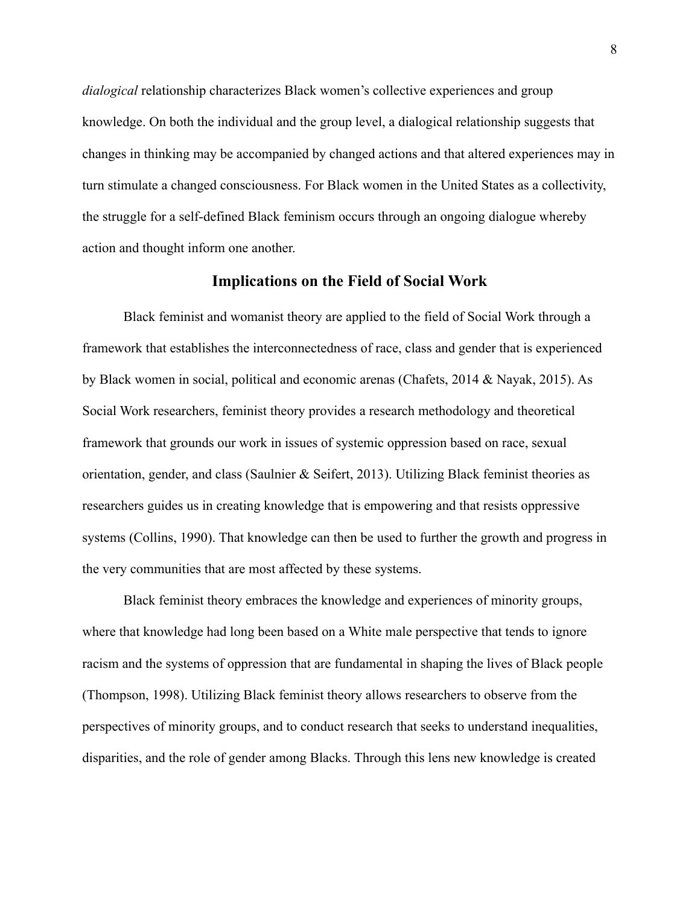*dialogical* relationship characterizes Black women's collective experiences and group knowledge. On both the individual and the group level, a dialogical relationship suggests that changes in thinking may be accompanied by changed actions and that altered experiences may in turn stimulate a changed consciousness. For Black women in the United States as a collectivity, the struggle for a self-defined Black feminism occurs through an ongoing dialogue whereby action and thought inform one another.

## Implications on the Field of Social Work

Black feminist and womanist theory are applied to the field of Social Work through a framework that establishes the interconnectedness of race, class and gender that is experienced by Black women in social, political and economic arenas (Chafets, 2014 & Nayak, 2015). As Social Work researchers, feminist theory provides a research methodology and theoretical framework that grounds our work in issues of systemic oppression based on race, sexual orientation, gender, and class (Saulnier & Seifert, 2013). Utilizing Black feminist theories as researchers guides us in creating knowledge that is empowering and that resists oppressive systems (Collins, 1990). That knowledge can then be used to further the growth and progress in the very communities that are most affected by these systems.

Black feminist theory embraces the knowledge and experiences of minority groups, where that knowledge had long been based on a White male perspective that tends to ignore racism and the systems of oppression that are fundamental in shaping the lives of Black people (Thompson, 1998). Utilizing Black feminist theory allows researchers to observe from the perspectives of minority groups, and to conduct research that seeks to understand inequalities, disparities, and the role of gender among Blacks. Through this lens new knowledge is created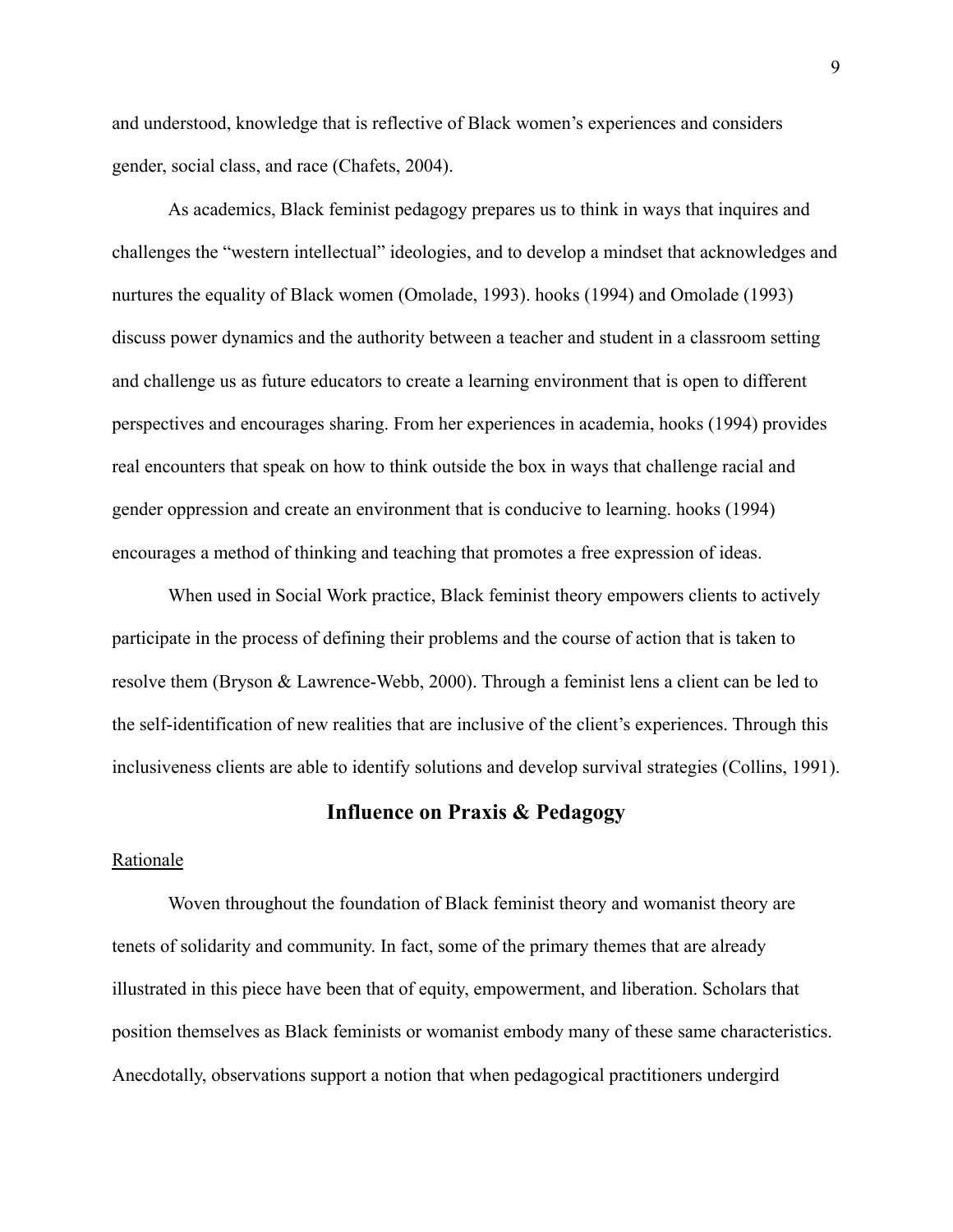and understood, knowledge that is reflective of Black women's experiences and considers gender, social class, and race (Chafets, 2004).

As academics, Black feminist pedagogy prepares us to think in ways that inquires and challenges the "western intellectual" ideologies, and to develop a mindset that acknowledges and nurtures the equality of Black women (Omolade, 1993). hooks (1994) and Omolade (1993) discuss power dynamics and the authority between a teacher and student in a classroom setting and challenge us as future educators to create a learning environment that is open to different perspectives and encourages sharing. From her experiences in academia, hooks (1994) provides real encounters that speak on how to think outside the box in ways that challenge racial and gender oppression and create an environment that is conducive to learning. hooks (1994) encourages a method of thinking and teaching that promotes a free expression of ideas.

When used in Social Work practice, Black feminist theory empowers clients to actively participate in the process of defining their problems and the course of action that is taken to resolve them (Bryson & Lawrence-Webb, 2000). Through a feminist lens a client can be led to the self-identification of new realities that are inclusive of the client's experiences. Through this inclusiveness clients are able to identify solutions and develop survival strategies (Collins, 1991).

## Influence on Praxis & Pedagogy

<u>Rationale</u>

Woven throughout the foundation of Black feminist theory and womanist theory are tenets of solidarity and community. In fact, some of the primary themes that are already illustrated in this piece have been that of equity, empowerment, and liberation. Scholars that position themselves as Black feminists or womanist embody many of these same characteristics. Anecdotally, observations support a notion that when pedagogical practitioners undergird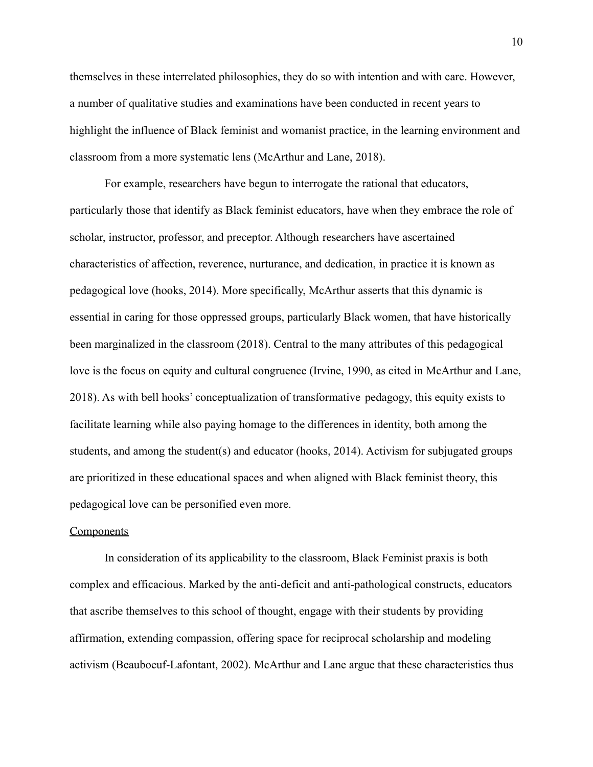themselves in these interrelated philosophies, they do so with intention and with care. However, a number of qualitative studies and examinations have been conducted in recent years to highlight the influence of Black feminist and womanist practice, in the learning environment and classroom from a more systematic lens (McArthur and Lane, 2018).

For example, researchers have begun to interrogate the rational that educators, particularly those that identify as Black feminist educators, have when they embrace the role of scholar, instructor, professor, and preceptor. Although researchers have ascertained characteristics of affection, reverence, nurturance, and dedication, in practice it is known as pedagogical love (hooks, 2014). More specifically, McArthur asserts that this dynamic is essential in caring for those oppressed groups, particularly Black women, that have historically been marginalized in the classroom (2018). Central to the many attributes of this pedagogical love is the focus on equity and cultural congruence (Irvine, 1990, as cited in McArthur and Lane, 2018). As with bell hooks' conceptualization of transformative pedagogy, this equity exists to facilitate learning while also paying homage to the differences in identity, both among the students, and among the student(s) and educator (hooks, 2014). Activism for subjugated groups are prioritized in these educational spaces and when aligned with Black feminist theory, this pedagogical love can be personified even more.

<u>Components</u>

In consideration of its applicability to the classroom, Black Feminist praxis is both complex and efficacious. Marked by the anti-deficit and anti-pathological constructs, educators that ascribe themselves to this school of thought, engage with their students by providing affirmation, extending compassion, offering space for reciprocal scholarship and modeling activism (Beauboeuf-Lafontant, 2002). McArthur and Lane argue that these characteristics thus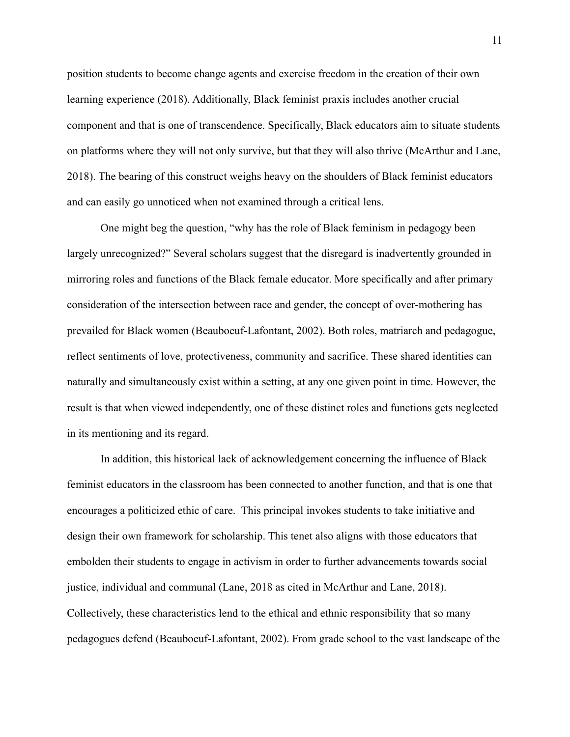position students to become change agents and exercise freedom in the creation of their own learning experience (2018). Additionally, Black feminist praxis includes another crucial component and that is one of transcendence. Specifically, Black educators aim to situate students on platforms where they will not only survive, but that they will also thrive (McArthur and Lane, 2018). The bearing of this construct weighs heavy on the shoulders of Black feminist educators and can easily go unnoticed when not examined through a critical lens.

One might beg the question, "why has the role of Black feminism in pedagogy been largely unrecognized?" Several scholars suggest that the disregard is inadvertently grounded in mirroring roles and functions of the Black female educator. More specifically and after primary consideration of the intersection between race and gender, the concept of over-mothering has prevailed for Black women (Beauboeuf-Lafontant, 2002). Both roles, matriarch and pedagogue, reflect sentiments of love, protectiveness, community and sacrifice. These shared identities can naturally and simultaneously exist within a setting, at any one given point in time. However, the result is that when viewed independently, one of these distinct roles and functions gets neglected in its mentioning and its regard.

In addition, this historical lack of acknowledgement concerning the influence of Black feminist educators in the classroom has been connected to another function, and that is one that encourages a politicized ethic of care. This principal invokes students to take initiative and design their own framework for scholarship. This tenet also aligns with those educators that embolden their students to engage in activism in order to further advancements towards social justice, individual and communal (Lane, 2018 as cited in McArthur and Lane, 2018). Collectively, these characteristics lend to the ethical and ethnic responsibility that so many pedagogues defend (Beauboeuf-Lafontant, 2002). From grade school to the vast landscape of the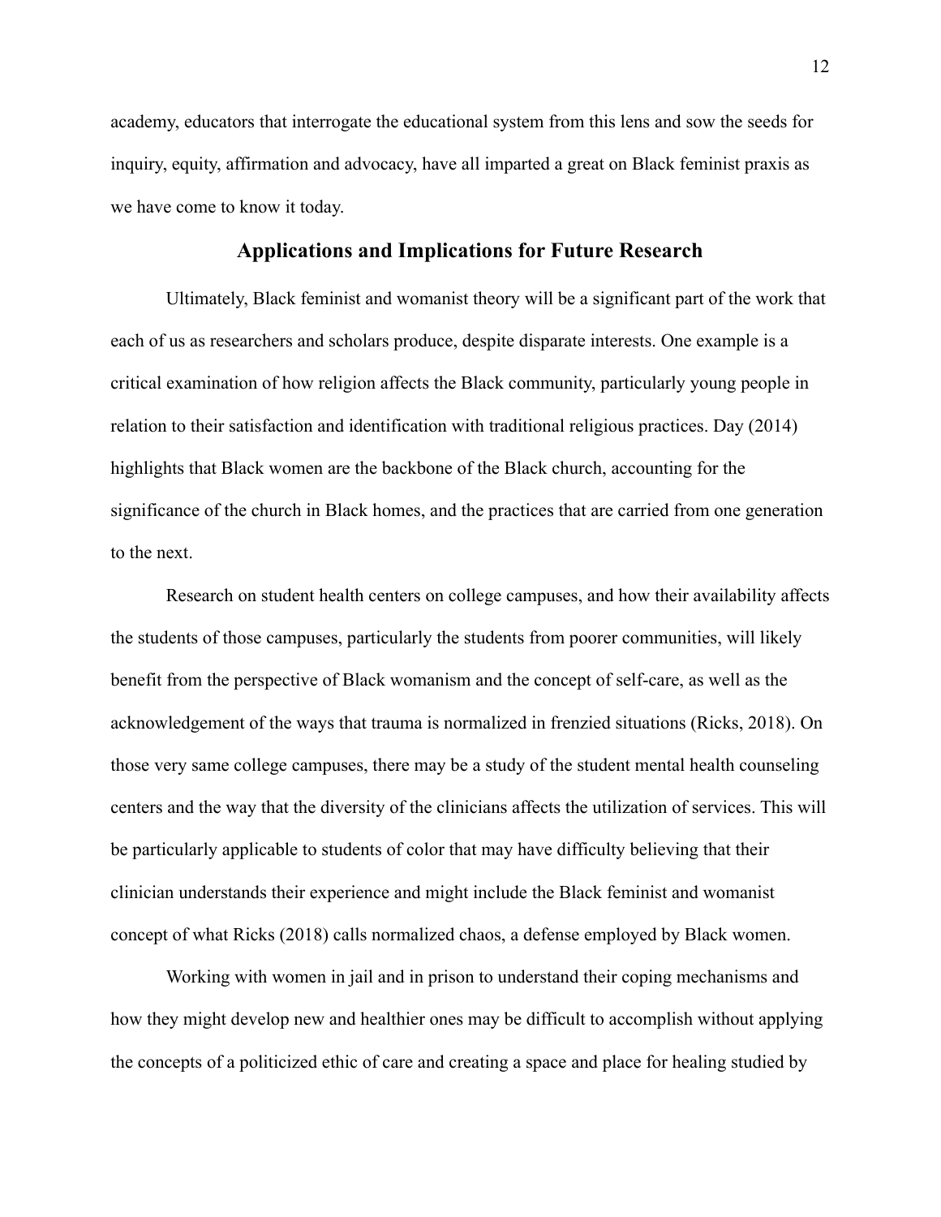academy, educators that interrogate the educational system from this lens and sow the seeds for inquiry, equity, affirmation and advocacy, have all imparted a great on Black feminist praxis as we have come to know it today.

## Applications and Implications for Future Research

Ultimately, Black feminist and womanist theory will be a significant part of the work that each of us as researchers and scholars produce, despite disparate interests. One example is a critical examination of how religion affects the Black community, particularly young people in relation to their satisfaction and identification with traditional religious practices. Day (2014) highlights that Black women are the backbone of the Black church, accounting for the significance of the church in Black homes, and the practices that are carried from one generation to the next.

Research on student health centers on college campuses, and how their availability affects the students of those campuses, particularly the students from poorer communities, will likely benefit from the perspective of Black womanism and the concept of self-care, as well as the acknowledgement of the ways that trauma is normalized in frenzied situations (Ricks, 2018). On those very same college campuses, there may be a study of the student mental health counseling centers and the way that the diversity of the clinicians affects the utilization of services. This will be particularly applicable to students of color that may have difficulty believing that their clinician understands their experience and might include the Black feminist and womanist concept of what Ricks (2018) calls normalized chaos, a defense employed by Black women.

Working with women in jail and in prison to understand their coping mechanisms and how they might develop new and healthier ones may be difficult to accomplish without applying the concepts of a politicized ethic of care and creating a space and place for healing studied by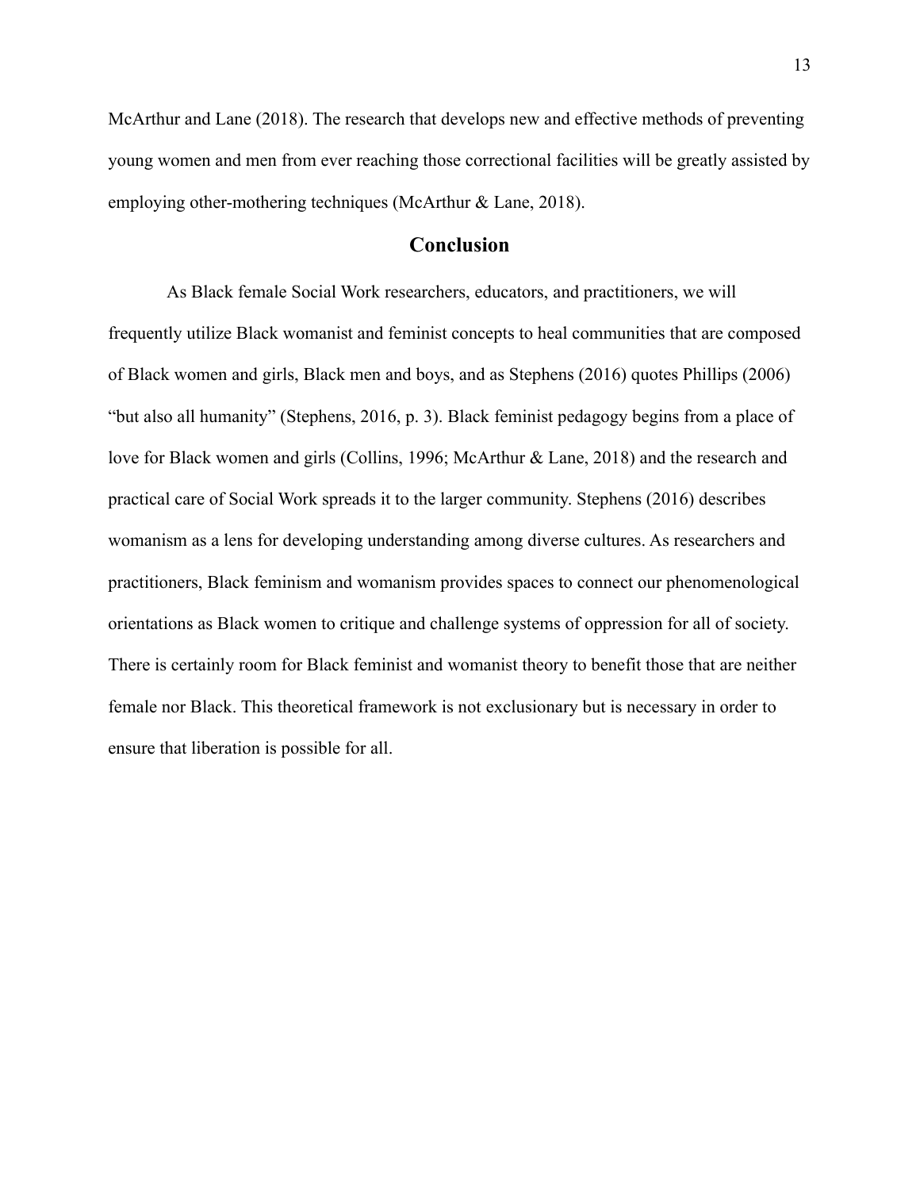McArthur and Lane (2018). The research that develops new and effective methods of preventing young women and men from ever reaching those correctional facilities will be greatly assisted by employing other-mothering techniques (McArthur & Lane, 2018).

## Conclusion

As Black female Social Work researchers, educators, and practitioners, we will frequently utilize Black womanist and feminist concepts to heal communities that are composed of Black women and girls, Black men and boys, and as Stephens (2016) quotes Phillips (2006) "but also all humanity" (Stephens, 2016, p. 3). Black feminist pedagogy begins from a place of love for Black women and girls (Collins, 1996; McArthur & Lane, 2018) and the research and practical care of Social Work spreads it to the larger community. Stephens (2016) describes womanism as a lens for developing understanding among diverse cultures. As researchers and practitioners, Black feminism and womanism provides spaces to connect our phenomenological orientations as Black women to critique and challenge systems of oppression for all of society. There is certainly room for Black feminist and womanist theory to benefit those that are neither female nor Black. This theoretical framework is not exclusionary but is necessary in order to ensure that liberation is possible for all.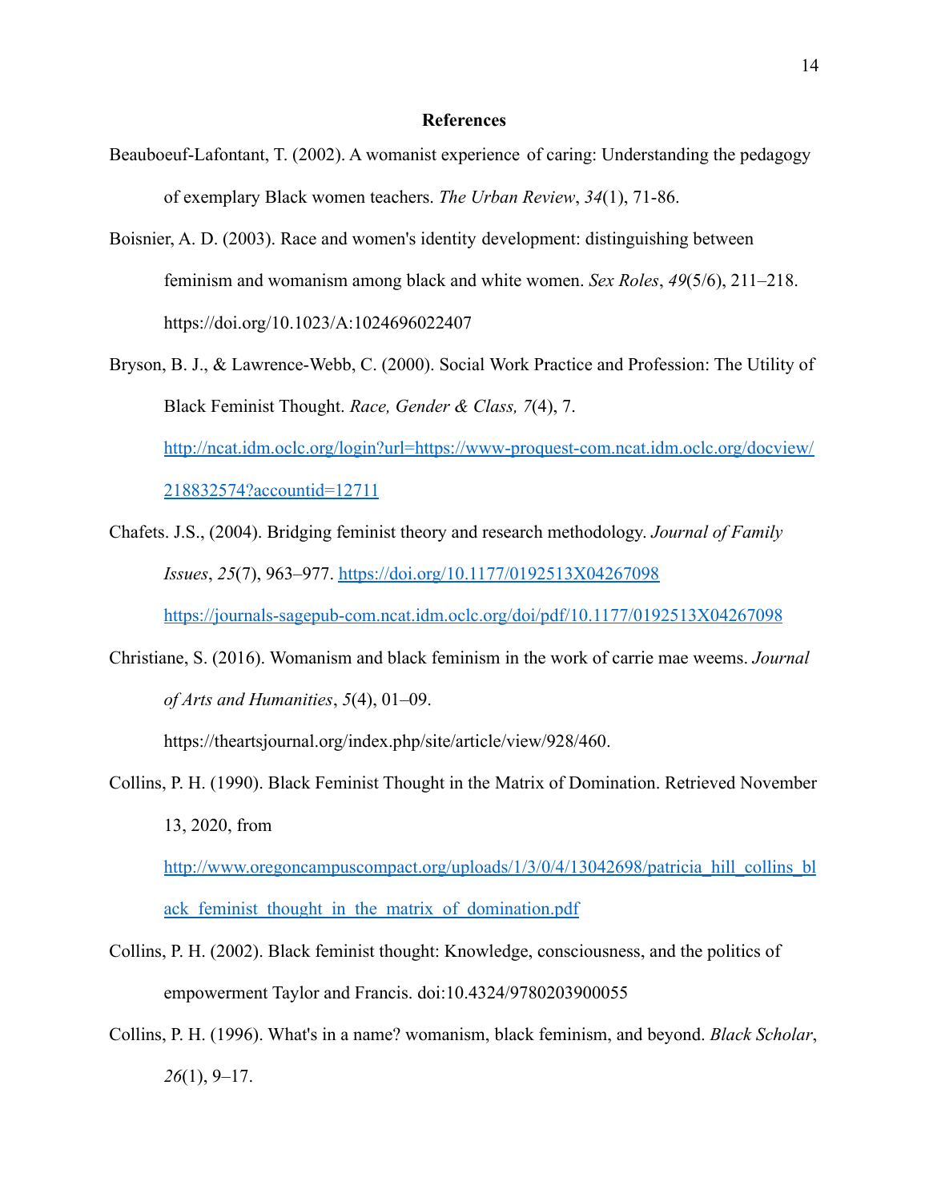**References**

Beauboeuf-Lafontant, T. (2002). A womanist experience of caring: Understanding the pedagogy of exemplary Black women teachers. *The Urban Review*, *34*(1), 71-86.

Boisnier, A. D. (2003). Race and women's identity development: distinguishing between feminism and womanism among black and white women. *Sex Roles*, *49*(5/6), 211–218. https://doi.org/10.1023/A:1024696022407

Bryson, B. J., & Lawrence-Webb, C. (2000). Social Work Practice and Profession: The Utility of Black Feminist Thought. *Race, Gender & Class, 7*(4), 7. http://ncat.idm.oclc.org/login?url=https://www-proquest-com.ncat.idm.oclc.org/docview/218832574?accountid=12711

Chafets. J.S., (2004). Bridging feminist theory and research methodology. *Journal of Family Issues*, *25*(7), 963–977. https://doi.org/10.1177/0192513X04267098 https://journals-sagepub-com.ncat.idm.oclc.org/doi/pdf/10.1177/0192513X04267098

Christiane, S. (2016). Womanism and black feminism in the work of carrie mae weems. *Journal of Arts and Humanities*, *5*(4), 01–09. https://theartsjournal.org/index.php/site/article/view/928/460.

Collins, P. H. (1990). Black Feminist Thought in the Matrix of Domination. Retrieved November 13, 2020, from http://www.oregoncampuscompact.org/uploads/1/3/0/4/13042698/patricia_hill_collins_black_feminist_thought_in_the_matrix_of_domination.pdf

Collins, P. H. (2002). Black feminist thought: Knowledge, consciousness, and the politics of empowerment Taylor and Francis. doi:10.4324/9780203900055

Collins, P. H. (1996). What's in a name? womanism, black feminism, and beyond. *Black Scholar*, *26*(1), 9–17.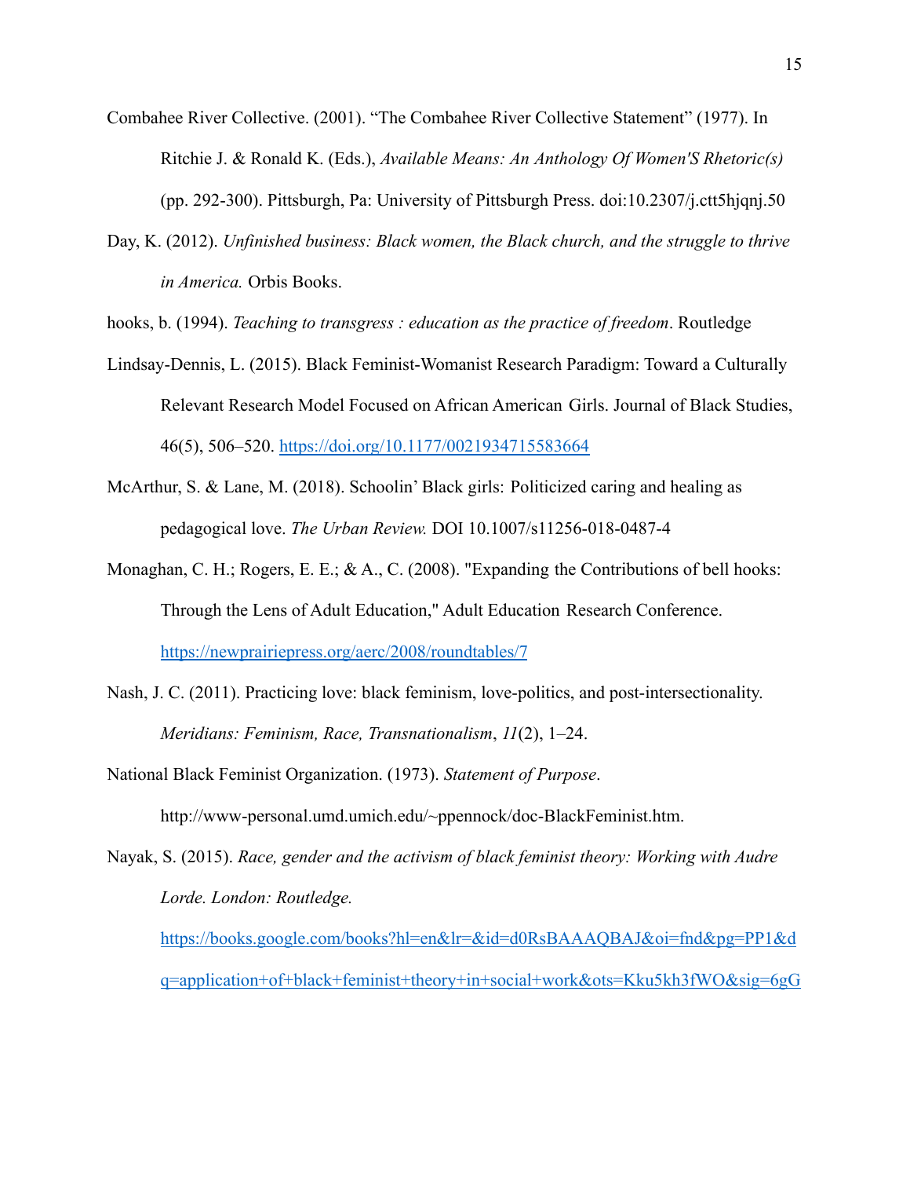Combahee River Collective. (2001). “The Combahee River Collective Statement” (1977). In Ritchie J. & Ronald K. (Eds.), *Available Means: An Anthology Of Women'S Rhetoric(s)* (pp. 292-300). Pittsburgh, Pa: University of Pittsburgh Press. doi:10.2307/j.ctt5hjqnj.50

Day, K. (2012). *Unfinished business: Black women, the Black church, and the struggle to thrive in America.* Orbis Books.

hooks, b. (1994). *Teaching to transgress : education as the practice of freedom*. Routledge

Lindsay-Dennis, L. (2015). Black Feminist-Womanist Research Paradigm: Toward a Culturally Relevant Research Model Focused on African American Girls. Journal of Black Studies, 46(5), 506–520. https://doi.org/10.1177/0021934715583664

McArthur, S. & Lane, M. (2018). Schoolin' Black girls: Politicized caring and healing as pedagogical love. *The Urban Review.* DOI 10.1007/s11256-018-0487-4

Monaghan, C. H.; Rogers, E. E.; & A., C. (2008). "Expanding the Contributions of bell hooks: Through the Lens of Adult Education," Adult Education Research Conference. https://newprairiepress.org/aerc/2008/roundtables/7

Nash, J. C. (2011). Practicing love: black feminism, love-politics, and post-intersectionality. *Meridians: Feminism, Race, Transnationalism*, *11*(2), 1–24.

National Black Feminist Organization. (1973). *Statement of Purpose*. http://www-personal.umd.umich.edu/~ppennock/doc-BlackFeminist.htm.

Nayak, S. (2015). *Race, gender and the activism of black feminist theory: Working with Audre Lorde. London: Routledge.* https://books.google.com/books?hl=en&lr=&id=d0RsBAAAQBAJ&oi=fnd&pg=PP1&dq=application+of+black+feminist+theory+in+social+work&ots=Kku5kh3fWO&sig=6gG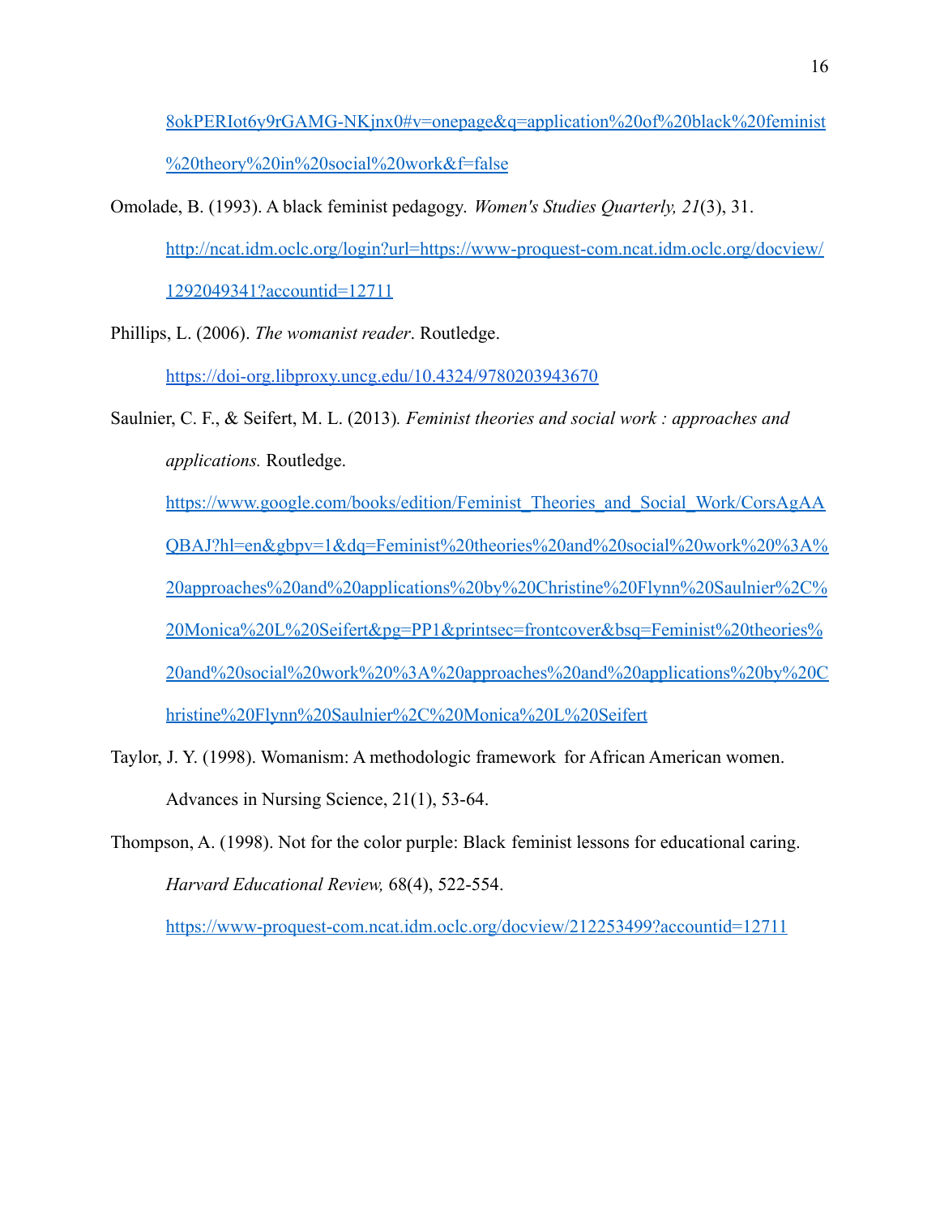8okPERIot6y9rGAMG-NKjnx0#v=onepage&q=application%20of%20black%20feminist%20theory%20in%20social%20work&f=false

Omolade, B. (1993). A black feminist pedagogy. *Women's Studies Quarterly, 21*(3), 31. http://ncat.idm.oclc.org/login?url=https://www-proquest-com.ncat.idm.oclc.org/docview/1292049341?accountid=12711

Phillips, L. (2006). *The womanist reader*. Routledge. https://doi-org.libproxy.uncg.edu/10.4324/9780203943670

Saulnier, C. F., & Seifert, M. L. (2013). *Feminist theories and social work : approaches and applications.* Routledge. https://www.google.com/books/edition/Feminist_Theories_and_Social_Work/CorsAgAAQBAJ?hl=en&gbpv=1&dq=Feminist%20theories%20and%20social%20work%20%3A%20approaches%20and%20applications%20by%20Christine%20Flynn%20Saulnier%2C%20Monica%20L%20Seifert&pg=PP1&printsec=frontcover&bsq=Feminist%20theories%20and%20social%20work%20%3A%20approaches%20and%20applications%20by%20Christine%20Flynn%20Saulnier%2C%20Monica%20L%20Seifert

Taylor, J. Y. (1998). Womanism: A methodologic framework for African American women. Advances in Nursing Science, 21(1), 53-64.

Thompson, A. (1998). Not for the color purple: Black feminist lessons for educational caring. *Harvard Educational Review,* 68(4), 522-554. https://www-proquest-com.ncat.idm.oclc.org/docview/212253499?accountid=12711